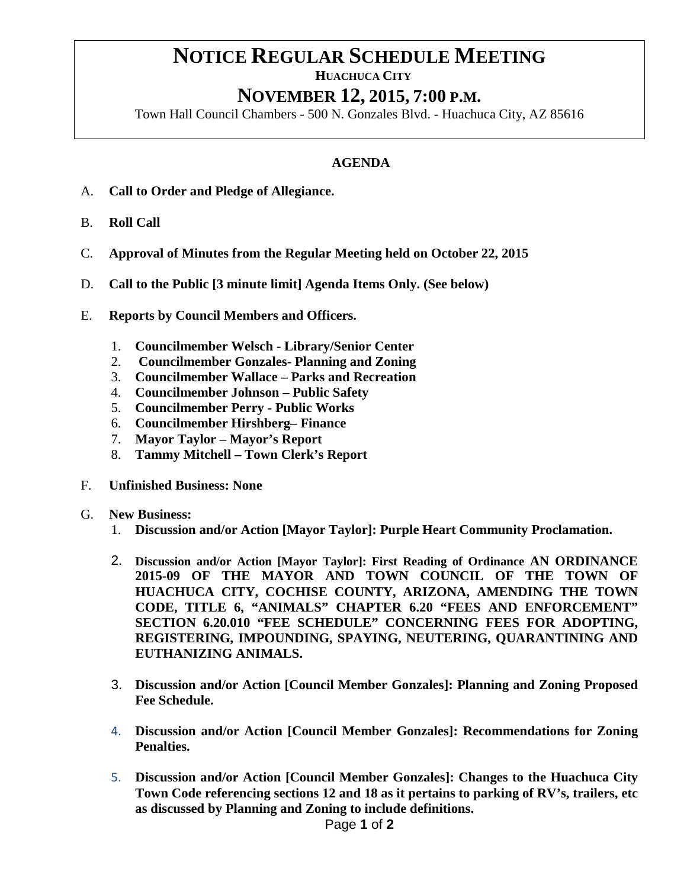# NOTICE REGULAR SCHEDULE MEETING

**HUACHUCA CITY**

## NOVEMBER 12, 2015, 7:00 P.M.

Town Hall Council Chambers - 500 N. Gonzales Blvd. - Huachuca City, AZ 85616

### AGENDA

A. **Call to Order and Pledge of Allegiance.**

B. **Roll Call**

C. **Approval of Minutes from the Regular Meeting held on October 22, 2015**

D. **Call to the Public [3 minute limit] Agenda Items Only. (See below)**

E. **Reports by Council Members and Officers.**

1. **Councilmember Welsch - Library/Senior Center**
2. **Councilmember Gonzales- Planning and Zoning**
3. **Councilmember Wallace – Parks and Recreation**
4. **Councilmember Johnson – Public Safety**
5. **Councilmember Perry - Public Works**
6. **Councilmember Hirshberg– Finance**
7. **Mayor Taylor – Mayor's Report**
8. **Tammy Mitchell – Town Clerk's Report**

F. **Unfinished Business: None**

G. **New Business:**

1. **Discussion and/or Action [Mayor Taylor]: Purple Heart Community Proclamation.**
2. **Discussion and/or Action [Mayor Taylor]: First Reading of Ordinance AN ORDINANCE 2015-09 OF THE MAYOR AND TOWN COUNCIL OF THE TOWN OF HUACHUCA CITY, COCHISE COUNTY, ARIZONA, AMENDING THE TOWN CODE, TITLE 6, "ANIMALS" CHAPTER 6.20 "FEES AND ENFORCEMENT" SECTION 6.20.010 "FEE SCHEDULE" CONCERNING FEES FOR ADOPTING, REGISTERING, IMPOUNDING, SPAYING, NEUTERING, QUARANTINING AND EUTHANIZING ANIMALS.**
3. **Discussion and/or Action [Council Member Gonzales]: Planning and Zoning Proposed Fee Schedule.**
4. **Discussion and/or Action [Council Member Gonzales]: Recommendations for Zoning Penalties.**
5. **Discussion and/or Action [Council Member Gonzales]: Changes to the Huachuca City Town Code referencing sections 12 and 18 as it pertains to parking of RV's, trailers, etc as discussed by Planning and Zoning to include definitions.**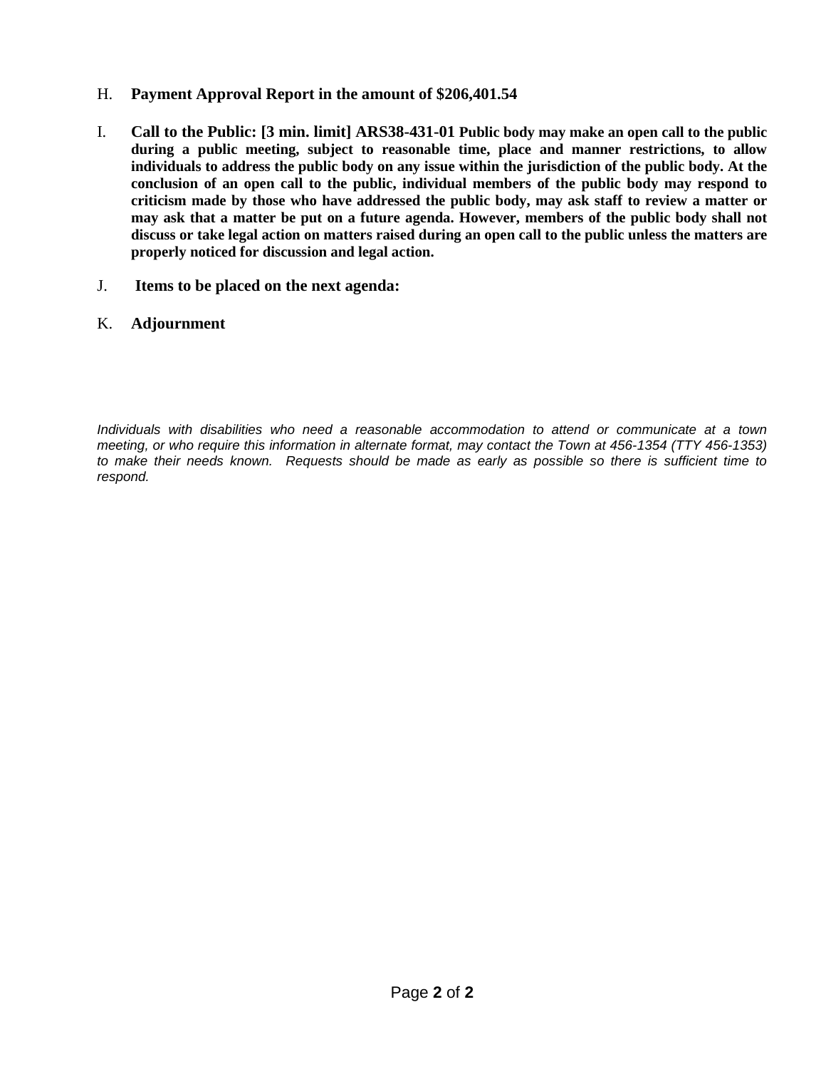H. **Payment Approval Report in the amount of $206,401.54**

I. **Call to the Public: [3 min. limit] ARS38-431-01 Public body may make an open call to the public during a public meeting, subject to reasonable time, place and manner restrictions, to allow individuals to address the public body on any issue within the jurisdiction of the public body. At the conclusion of an open call to the public, individual members of the public body may respond to criticism made by those who have addressed the public body, may ask staff to review a matter or may ask that a matter be put on a future agenda. However, members of the public body shall not discuss or take legal action on matters raised during an open call to the public unless the matters are properly noticed for discussion and legal action.**

J. **Items to be placed on the next agenda:**

K. **Adjournment**

*Individuals with disabilities who need a reasonable accommodation to attend or communicate at a town meeting, or who require this information in alternate format, may contact the Town at 456-1354 (TTY 456-1353) to make their needs known. Requests should be made as early as possible so there is sufficient time to respond.*